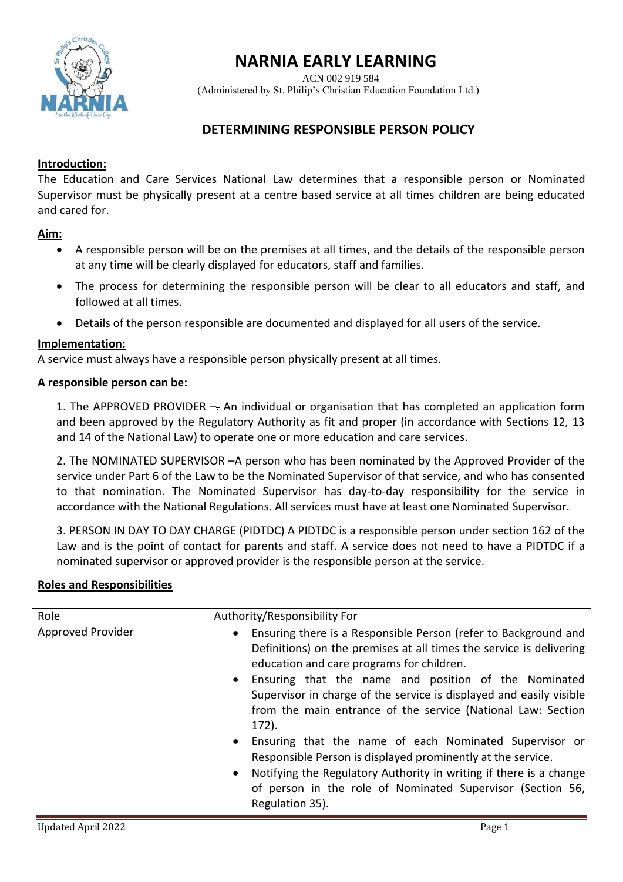# NARNIA EARLY LEARNING

ACN 002 919 584
(Administered by St. Philip's Christian Education Foundation Ltd.)

## DETERMINING RESPONSIBLE PERSON POLICY

**Introduction:**

The Education and Care Services National Law determines that a responsible person or Nominated Supervisor must be physically present at a centre based service at all times children are being educated and cared for.

**Aim:**

- A responsible person will be on the premises at all times, and the details of the responsible person at any time will be clearly displayed for educators, staff and families.
- The process for determining the responsible person will be clear to all educators and staff, and followed at all times.
- Details of the person responsible are documented and displayed for all users of the service.

**Implementation:**

A service must always have a responsible person physically present at all times.

**A responsible person can be:**

1. The APPROVED PROVIDER –. An individual or organisation that has completed an application form and been approved by the Regulatory Authority as fit and proper (in accordance with Sections 12, 13 and 14 of the National Law) to operate one or more education and care services.

2. The NOMINATED SUPERVISOR –A person who has been nominated by the Approved Provider of the service under Part 6 of the Law to be the Nominated Supervisor of that service, and who has consented to that nomination. The Nominated Supervisor has day-to-day responsibility for the service in accordance with the National Regulations. All services must have at least one Nominated Supervisor.

3. PERSON IN DAY TO DAY CHARGE (PIDTDC) A PIDTDC is a responsible person under section 162 of the Law and is the point of contact for parents and staff. A service does not need to have a PIDTDC if a nominated supervisor or approved provider is the responsible person at the service.

**Roles and Responsibilities**

| Role | Authority/Responsibility For |
|---|---|
| Approved Provider | • Ensuring there is a Responsible Person (refer to Background and Definitions) on the premises at all times the service is delivering education and care programs for children.<br>• Ensuring that the name and position of the Nominated Supervisor in charge of the service is displayed and easily visible from the main entrance of the service (National Law: Section 172).<br>• Ensuring that the name of each Nominated Supervisor or Responsible Person is displayed prominently at the service.<br>• Notifying the Regulatory Authority in writing if there is a change of person in the role of Nominated Supervisor (Section 56, Regulation 35). |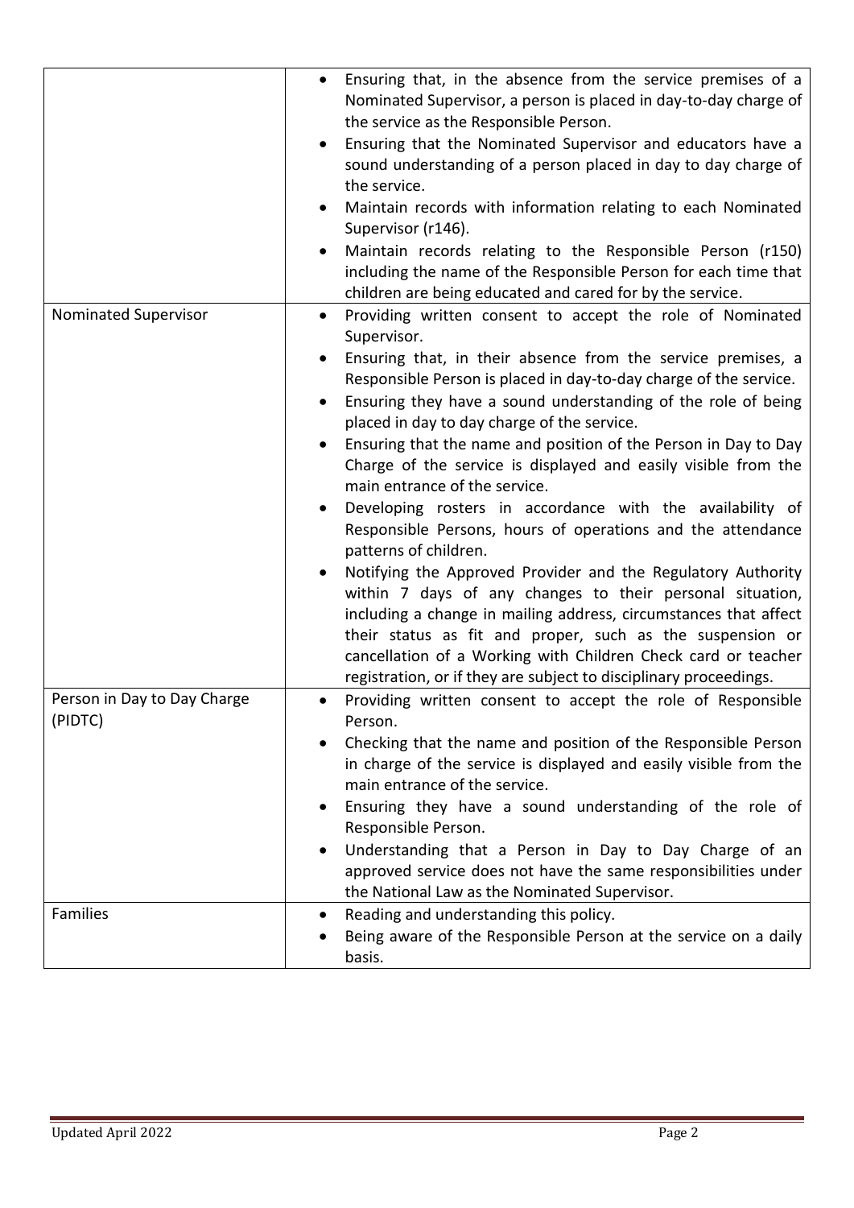| | |
|---|---|
| | • Ensuring that, in the absence from the service premises of a Nominated Supervisor, a person is placed in day-to-day charge of the service as the Responsible Person.<br>• Ensuring that the Nominated Supervisor and educators have a sound understanding of a person placed in day to day charge of the service.<br>• Maintain records with information relating to each Nominated Supervisor (r146).<br>• Maintain records relating to the Responsible Person (r150) including the name of the Responsible Person for each time that children are being educated and cared for by the service. |
| Nominated Supervisor | • Providing written consent to accept the role of Nominated Supervisor.<br>• Ensuring that, in their absence from the service premises, a Responsible Person is placed in day-to-day charge of the service.<br>• Ensuring they have a sound understanding of the role of being placed in day to day charge of the service.<br>• Ensuring that the name and position of the Person in Day to Day Charge of the service is displayed and easily visible from the main entrance of the service.<br>• Developing rosters in accordance with the availability of Responsible Persons, hours of operations and the attendance patterns of children.<br>• Notifying the Approved Provider and the Regulatory Authority within 7 days of any changes to their personal situation, including a change in mailing address, circumstances that affect their status as fit and proper, such as the suspension or cancellation of a Working with Children Check card or teacher registration, or if they are subject to disciplinary proceedings. |
| Person in Day to Day Charge (PIDTC) | • Providing written consent to accept the role of Responsible Person.<br>• Checking that the name and position of the Responsible Person in charge of the service is displayed and easily visible from the main entrance of the service.<br>• Ensuring they have a sound understanding of the role of Responsible Person.<br>• Understanding that a Person in Day to Day Charge of an approved service does not have the same responsibilities under the National Law as the Nominated Supervisor. |
| Families | • Reading and understanding this policy.<br>• Being aware of the Responsible Person at the service on a daily basis. |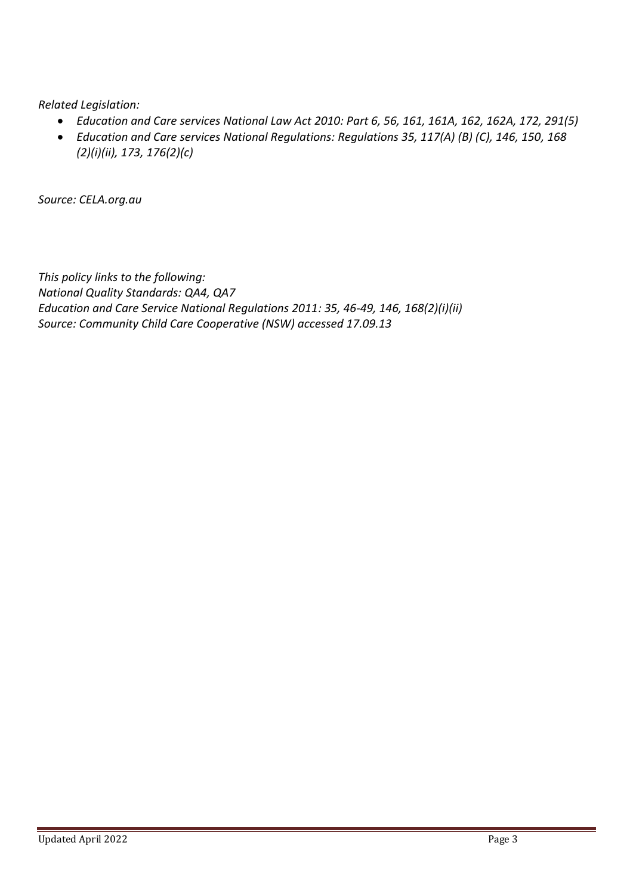*Related Legislation:*

- *Education and Care services National Law Act 2010: Part 6, 56, 161, 161A, 162, 162A, 172, 291(5)*
- *Education and Care services National Regulations: Regulations 35, 117(A) (B) (C), 146, 150, 168 (2)(i)(ii), 173, 176(2)(c)*

*Source: CELA.org.au*

*This policy links to the following:*
*National Quality Standards: QA4, QA7*
*Education and Care Service National Regulations 2011: 35, 46-49, 146, 168(2)(i)(ii)*
*Source: Community Child Care Cooperative (NSW) accessed 17.09.13*